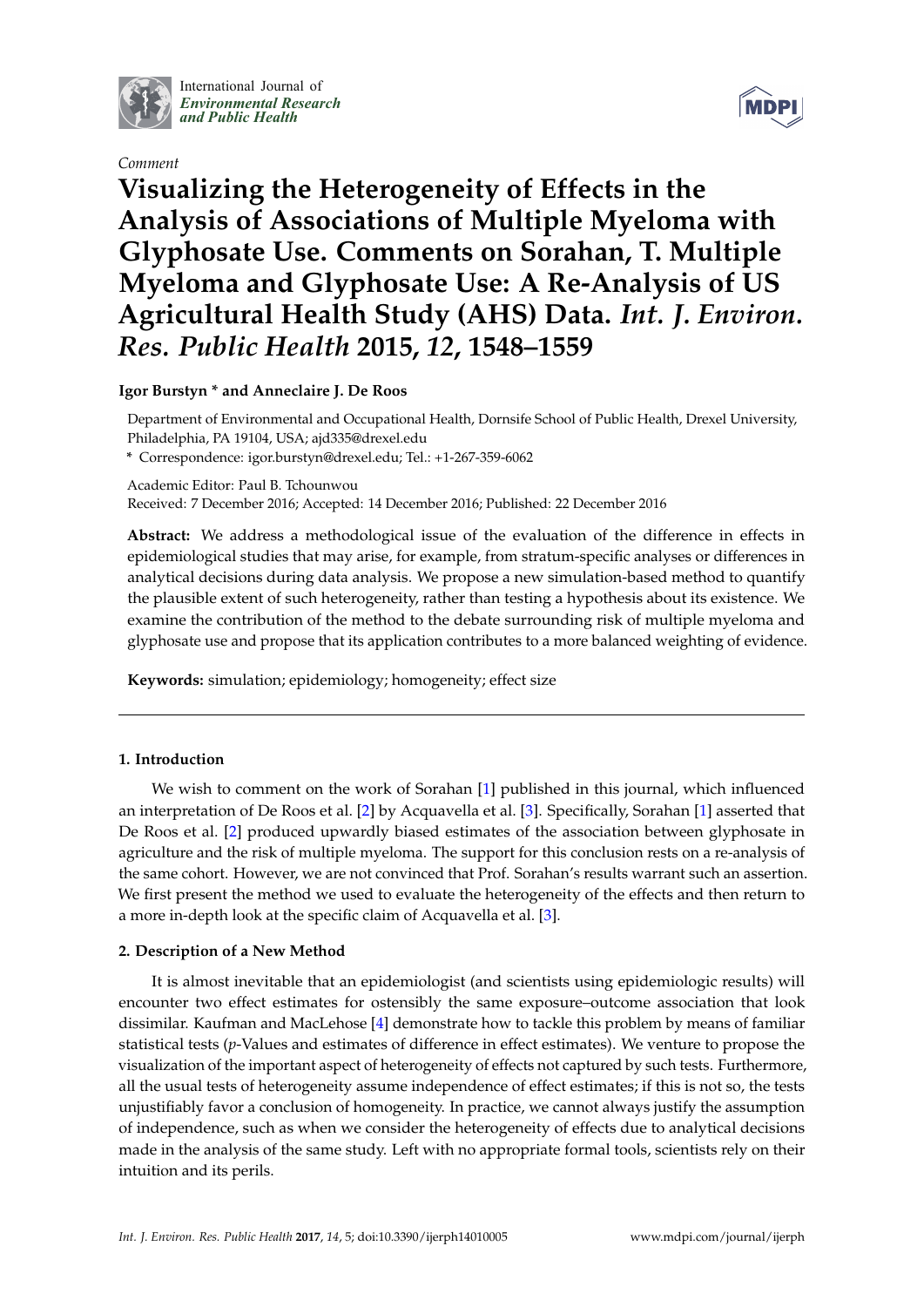*Comment*

# Visualizing the Heterogeneity of Effects in the Analysis of Associations of Multiple Myeloma with Glyphosate Use. Comments on Sorahan, T. Multiple Myeloma and Glyphosate Use: A Re-Analysis of US Agricultural Health Study (AHS) Data. *Int. J. Environ. Res. Public Health* 2015, *12*, 1548–1559

**Igor Burstyn * and Anneclaire J. De Roos**

Department of Environmental and Occupational Health, Dornsife School of Public Health, Drexel University, Philadelphia, PA 19104, USA; ajd335@drexel.edu

\* Correspondence: igor.burstyn@drexel.edu; Tel.: +1-267-359-6062

Academic Editor: Paul B. Tchounwou

Received: 7 December 2016; Accepted: 14 December 2016; Published: 22 December 2016

**Abstract:** We address a methodological issue of the evaluation of the difference in effects in epidemiological studies that may arise, for example, from stratum-specific analyses or differences in analytical decisions during data analysis. We propose a new simulation-based method to quantify the plausible extent of such heterogeneity, rather than testing a hypothesis about its existence. We examine the contribution of the method to the debate surrounding risk of multiple myeloma and glyphosate use and propose that its application contributes to a more balanced weighting of evidence.

**Keywords:** simulation; epidemiology; homogeneity; effect size

## 1. Introduction

We wish to comment on the work of Sorahan [1] published in this journal, which influenced an interpretation of De Roos et al. [2] by Acquavella et al. [3]. Specifically, Sorahan [1] asserted that De Roos et al. [2] produced upwardly biased estimates of the association between glyphosate in agriculture and the risk of multiple myeloma. The support for this conclusion rests on a re-analysis of the same cohort. However, we are not convinced that Prof. Sorahan's results warrant such an assertion. We first present the method we used to evaluate the heterogeneity of the effects and then return to a more in-depth look at the specific claim of Acquavella et al. [3].

## 2. Description of a New Method

It is almost inevitable that an epidemiologist (and scientists using epidemiologic results) will encounter two effect estimates for ostensibly the same exposure–outcome association that look dissimilar. Kaufman and MacLehose [4] demonstrate how to tackle this problem by means of familiar statistical tests (*p*-Values and estimates of difference in effect estimates). We venture to propose the visualization of the important aspect of heterogeneity of effects not captured by such tests. Furthermore, all the usual tests of heterogeneity assume independence of effect estimates; if this is not so, the tests unjustifiably favor a conclusion of homogeneity. In practice, we cannot always justify the assumption of independence, such as when we consider the heterogeneity of effects due to analytical decisions made in the analysis of the same study. Left with no appropriate formal tools, scientists rely on their intuition and its perils.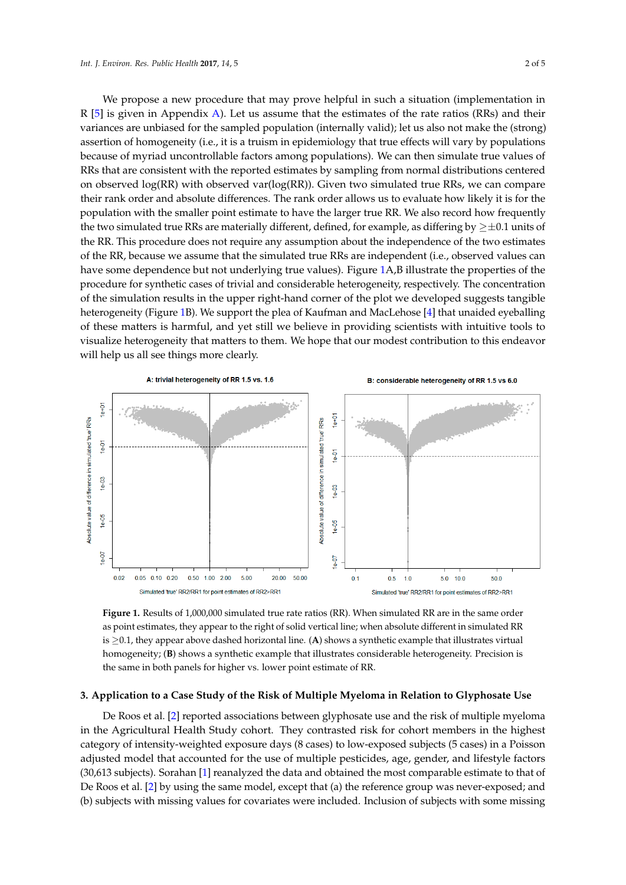We propose a new procedure that may prove helpful in such a situation (implementation in R [5] is given in Appendix A). Let us assume that the estimates of the rate ratios (RRs) and their variances are unbiased for the sampled population (internally valid); let us also not make the (strong) assertion of homogeneity (i.e., it is a truism in epidemiology that true effects will vary by populations because of myriad uncontrollable factors among populations). We can then simulate true values of RRs that are consistent with the reported estimates by sampling from normal distributions centered on observed log(RR) with observed var(log(RR)). Given two simulated true RRs, we can compare their rank order and absolute differences. The rank order allows us to evaluate how likely it is for the population with the smaller point estimate to have the larger true RR. We also record how frequently the two simulated true RRs are materially different, defined, for example, as differing by $\geq \pm 0.1$ units of the RR. This procedure does not require any assumption about the independence of the two estimates of the RR, because we assume that the simulated true RRs are independent (i.e., observed values can have some dependence but not underlying true values). Figure 1A,B illustrate the properties of the procedure for synthetic cases of trivial and considerable heterogeneity, respectively. The concentration of the simulation results in the upper right-hand corner of the plot we developed suggests tangible heterogeneity (Figure 1B). We support the plea of Kaufman and MacLehose [4] that unaided eyeballing of these matters is harmful, and yet still we believe in providing scientists with intuitive tools to visualize heterogeneity that matters to them. We hope that our modest contribution to this endeavor will help us all see things more clearly.

**Figure 1.** Results of 1,000,000 simulated true rate ratios (RR). When simulated RR are in the same order as point estimates, they appear to the right of solid vertical line; when absolute different in simulated RR is $\geq 0.1$, they appear above dashed horizontal line. (**A**) shows a synthetic example that illustrates virtual homogeneity; (**B**) shows a synthetic example that illustrates considerable heterogeneity. Precision is the same in both panels for higher vs. lower point estimate of RR.

## 3. Application to a Case Study of the Risk of Multiple Myeloma in Relation to Glyphosate Use

De Roos et al. [2] reported associations between glyphosate use and the risk of multiple myeloma in the Agricultural Health Study cohort. They contrasted risk for cohort members in the highest category of intensity-weighted exposure days (8 cases) to low-exposed subjects (5 cases) in a Poisson adjusted model that accounted for the use of multiple pesticides, age, gender, and lifestyle factors (30,613 subjects). Sorahan [1] reanalyzed the data and obtained the most comparable estimate to that of De Roos et al. [2] by using the same model, except that (a) the reference group was never-exposed; and (b) subjects with missing values for covariates were included. Inclusion of subjects with some missing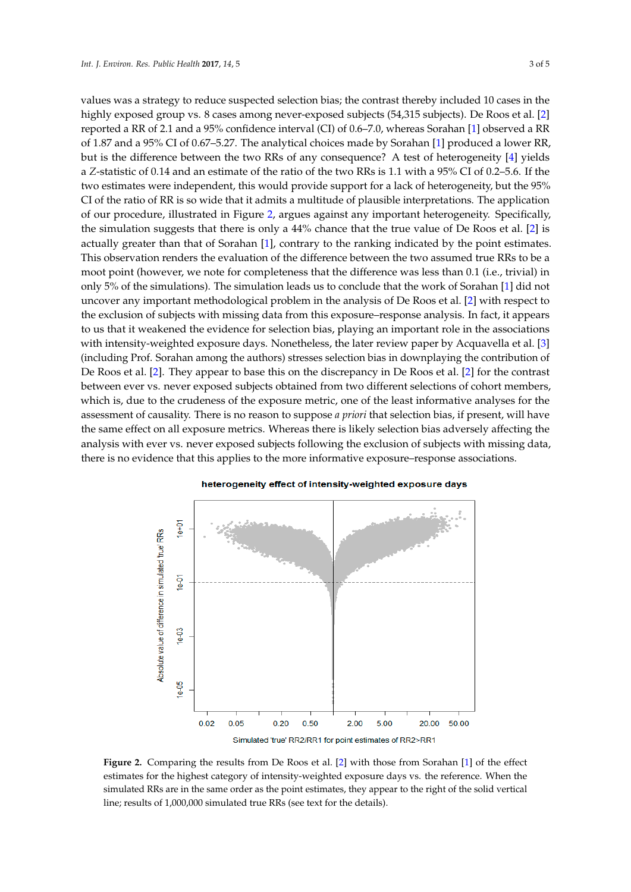values was a strategy to reduce suspected selection bias; the contrast thereby included 10 cases in the highly exposed group vs. 8 cases among never-exposed subjects (54,315 subjects). De Roos et al. [2] reported a RR of 2.1 and a 95% confidence interval (CI) of 0.6–7.0, whereas Sorahan [1] observed a RR of 1.87 and a 95% CI of 0.67–5.27. The analytical choices made by Sorahan [1] produced a lower RR, but is the difference between the two RRs of any consequence? A test of heterogeneity [4] yields a Z-statistic of 0.14 and an estimate of the ratio of the two RRs is 1.1 with a 95% CI of 0.2–5.6. If the two estimates were independent, this would provide support for a lack of heterogeneity, but the 95% CI of the ratio of RR is so wide that it admits a multitude of plausible interpretations. The application of our procedure, illustrated in Figure 2, argues against any important heterogeneity. Specifically, the simulation suggests that there is only a 44% chance that the true value of De Roos et al. [2] is actually greater than that of Sorahan [1], contrary to the ranking indicated by the point estimates. This observation renders the evaluation of the difference between the two assumed true RRs to be a moot point (however, we note for completeness that the difference was less than 0.1 (i.e., trivial) in only 5% of the simulations). The simulation leads us to conclude that the work of Sorahan [1] did not uncover any important methodological problem in the analysis of De Roos et al. [2] with respect to the exclusion of subjects with missing data from this exposure–response analysis. In fact, it appears to us that it weakened the evidence for selection bias, playing an important role in the associations with intensity-weighted exposure days. Nonetheless, the later review paper by Acquavella et al. [3] (including Prof. Sorahan among the authors) stresses selection bias in downplaying the contribution of De Roos et al. [2]. They appear to base this on the discrepancy in De Roos et al. [2] for the contrast between ever vs. never exposed subjects obtained from two different selections of cohort members, which is, due to the crudeness of the exposure metric, one of the least informative analyses for the assessment of causality. There is no reason to suppose *a priori* that selection bias, if present, will have the same effect on all exposure metrics. Whereas there is likely selection bias adversely affecting the analysis with ever vs. never exposed subjects following the exclusion of subjects with missing data, there is no evidence that this applies to the more informative exposure–response associations.

**Figure 2.** Comparing the results from De Roos et al. [2] with those from Sorahan [1] of the effect estimates for the highest category of intensity-weighted exposure days vs. the reference. When the simulated RRs are in the same order as the point estimates, they appear to the right of the solid vertical line; results of 1,000,000 simulated true RRs (see text for the details).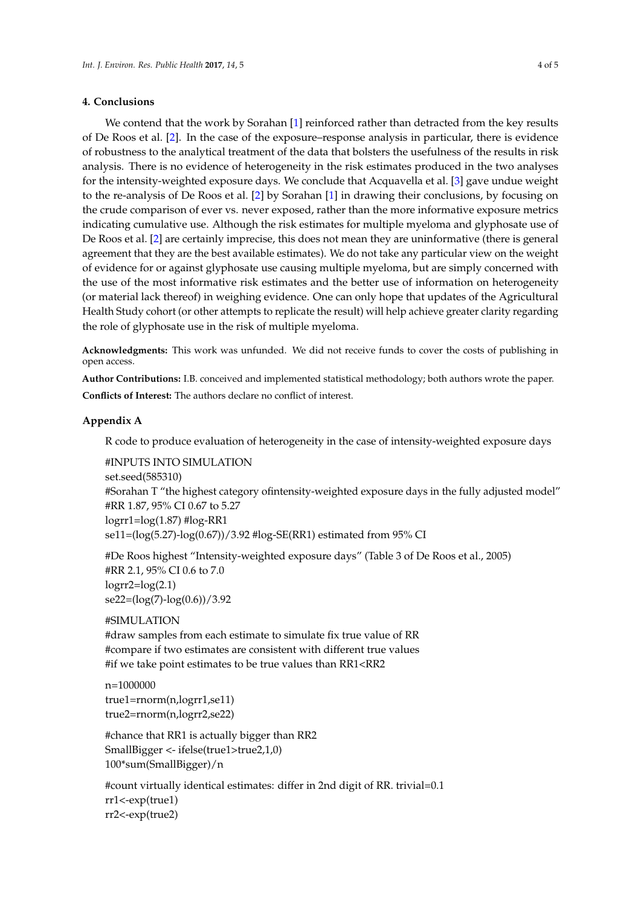## 4. Conclusions

We contend that the work by Sorahan [1] reinforced rather than detracted from the key results of De Roos et al. [2]. In the case of the exposure–response analysis in particular, there is evidence of robustness to the analytical treatment of the data that bolsters the usefulness of the results in risk analysis. There is no evidence of heterogeneity in the risk estimates produced in the two analyses for the intensity-weighted exposure days. We conclude that Acquavella et al. [3] gave undue weight to the re-analysis of De Roos et al. [2] by Sorahan [1] in drawing their conclusions, by focusing on the crude comparison of ever vs. never exposed, rather than the more informative exposure metrics indicating cumulative use. Although the risk estimates for multiple myeloma and glyphosate use of De Roos et al. [2] are certainly imprecise, this does not mean they are uninformative (there is general agreement that they are the best available estimates). We do not take any particular view on the weight of evidence for or against glyphosate use causing multiple myeloma, but are simply concerned with the use of the most informative risk estimates and the better use of information on heterogeneity (or material lack thereof) in weighing evidence. One can only hope that updates of the Agricultural Health Study cohort (or other attempts to replicate the result) will help achieve greater clarity regarding the role of glyphosate use in the risk of multiple myeloma.

**Acknowledgments:** This work was unfunded. We did not receive funds to cover the costs of publishing in open access.

**Author Contributions:** I.B. conceived and implemented statistical methodology; both authors wrote the paper.

**Conflicts of Interest:** The authors declare no conflict of interest.

## Appendix A

R code to produce evaluation of heterogeneity in the case of intensity-weighted exposure days

```
#INPUTS INTO SIMULATION
set.seed(585310)
#Sorahan T "the highest category ofintensity-weighted exposure days in the fully adjusted model"
#RR 1.87, 95% CI 0.67 to 5.27
logrr1=log(1.87) #log-RR1
se11=(log(5.27)-log(0.67))/3.92 #log-SE(RR1) estimated from 95% CI

#De Roos highest "Intensity-weighted exposure days" (Table 3 of De Roos et al., 2005)
#RR 2.1, 95% CI 0.6 to 7.0
logrr2=log(2.1)
se22=(log(7)-log(0.6))/3.92

#SIMULATION
#draw samples from each estimate to simulate fix true value of RR
#compare if two estimates are consistent with different true values
#if we take point estimates to be true values than RR1<RR2

n=1000000
true1=rnorm(n,logrr1,se11)
true2=rnorm(n,logrr2,se22)

#chance that RR1 is actually bigger than RR2
SmallBigger <- ifelse(true1>true2,1,0)
100*sum(SmallBigger)/n

#count virtually identical estimates: differ in 2nd digit of RR. trivial=0.1
rr1<-exp(true1)
rr2<-exp(true2)
```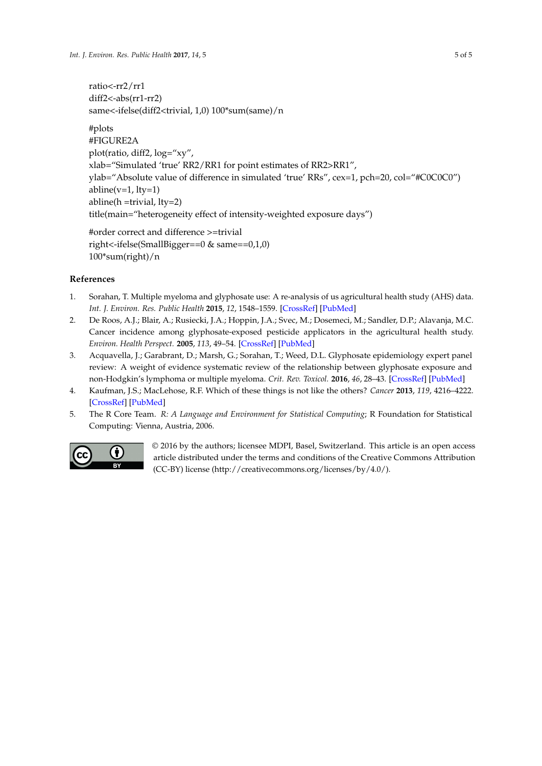```
ratio<-rr2/rr1
diff2<-abs(rr1-rr2)
same<-ifelse(diff2<trivial, 1,0) 100*sum(same)/n

#plots
#FIGURE2A
plot(ratio, diff2, log="xy",
xlab="Simulated 'true' RR2/RR1 for point estimates of RR2>RR1",
ylab="Absolute value of difference in simulated 'true' RRs", cex=1, pch=20, col="#C0C0C0")
abline(v=1, lty=1)
abline(h =trivial, lty=2)
title(main="heterogeneity effect of intensity-weighted exposure days")

#order correct and difference >=trivial
right<-ifelse(SmallBigger==0 & same==0,1,0)
100*sum(right)/n
```

## References

1. Sorahan, T. Multiple myeloma and glyphosate use: A re-analysis of us agricultural health study (AHS) data. *Int. J. Environ. Res. Public Health* **2015**, *12*, 1548–1559. [CrossRef] [PubMed]
2. De Roos, A.J.; Blair, A.; Rusiecki, J.A.; Hoppin, J.A.; Svec, M.; Dosemeci, M.; Sandler, D.P.; Alavanja, M.C. Cancer incidence among glyphosate-exposed pesticide applicators in the agricultural health study. *Environ. Health Perspect.* **2005**, *113*, 49–54. [CrossRef] [PubMed]
3. Acquavella, J.; Garabrant, D.; Marsh, G.; Sorahan, T.; Weed, D.L. Glyphosate epidemiology expert panel review: A weight of evidence systematic review of the relationship between glyphosate exposure and non-Hodgkin's lymphoma or multiple myeloma. *Crit. Rev. Toxicol.* **2016**, *46*, 28–43. [CrossRef] [PubMed]
4. Kaufman, J.S.; MacLehose, R.F. Which of these things is not like the others? *Cancer* **2013**, *119*, 4216–4222. [CrossRef] [PubMed]
5. The R Core Team. *R: A Language and Environment for Statistical Computing*; R Foundation for Statistical Computing: Vienna, Austria, 2006.

© 2016 by the authors; licensee MDPI, Basel, Switzerland. This article is an open access article distributed under the terms and conditions of the Creative Commons Attribution (CC-BY) license (http://creativecommons.org/licenses/by/4.0/).